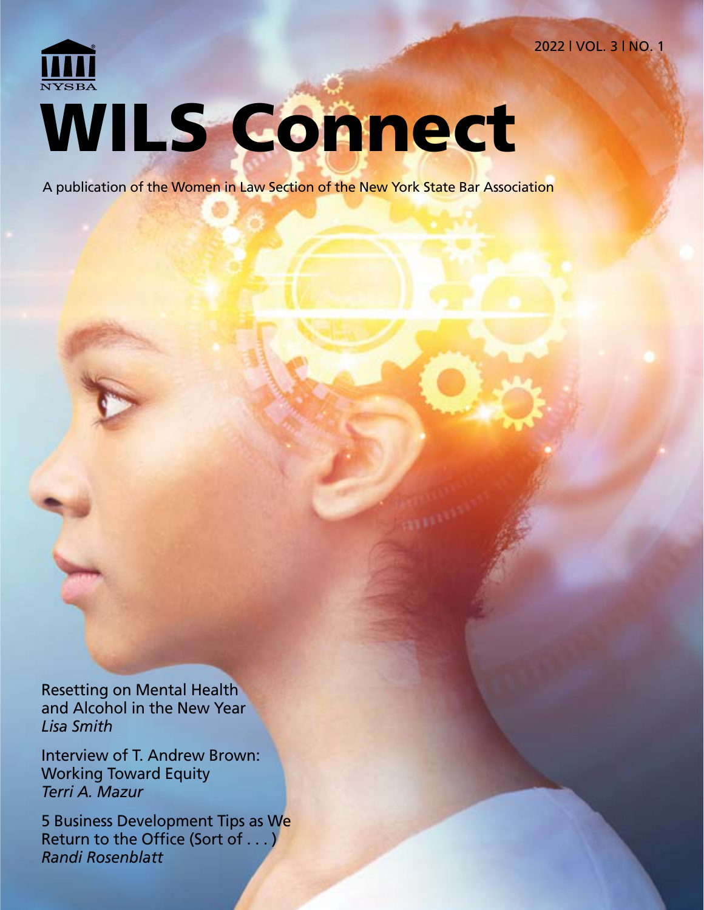2022 | VOL. 3 | NO. 1

NYSBA

# WILS Connect

A publication of the Women in Law Section of the New York State Bar Association

Resetting on Mental Health and Alcohol in the New Year
*Lisa Smith*

Interview of T. Andrew Brown: Working Toward Equity
*Terri A. Mazur*

5 Business Development Tips as We Return to the Office (Sort of . . . )
*Randi Rosenblatt*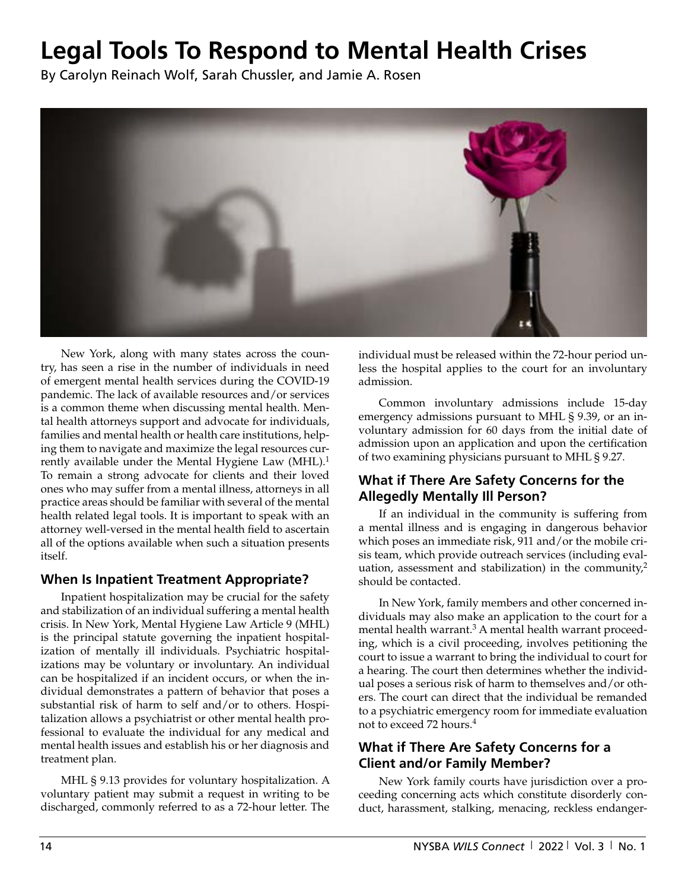# Legal Tools To Respond to Mental Health Crises

By Carolyn Reinach Wolf, Sarah Chussler, and Jamie A. Rosen

New York, along with many states across the country, has seen a rise in the number of individuals in need of emergent mental health services during the COVID-19 pandemic. The lack of available resources and/or services is a common theme when discussing mental health. Mental health attorneys support and advocate for individuals, families and mental health or health care institutions, helping them to navigate and maximize the legal resources currently available under the Mental Hygiene Law (MHL).[1] To remain a strong advocate for clients and their loved ones who may suffer from a mental illness, attorneys in all practice areas should be familiar with several of the mental health related legal tools. It is important to speak with an attorney well-versed in the mental health field to ascertain all of the options available when such a situation presents itself.

## When Is Inpatient Treatment Appropriate?

Inpatient hospitalization may be crucial for the safety and stabilization of an individual suffering a mental health crisis. In New York, Mental Hygiene Law Article 9 (MHL) is the principal statute governing the inpatient hospitalization of mentally ill individuals. Psychiatric hospitalizations may be voluntary or involuntary. An individual can be hospitalized if an incident occurs, or when the individual demonstrates a pattern of behavior that poses a substantial risk of harm to self and/or to others. Hospitalization allows a psychiatrist or other mental health professional to evaluate the individual for any medical and mental health issues and establish his or her diagnosis and treatment plan.

MHL § 9.13 provides for voluntary hospitalization. A voluntary patient may submit a request in writing to be discharged, commonly referred to as a 72-hour letter. The individual must be released within the 72-hour period unless the hospital applies to the court for an involuntary admission.

Common involuntary admissions include 15-day emergency admissions pursuant to MHL § 9.39, or an involuntary admission for 60 days from the initial date of admission upon an application and upon the certification of two examining physicians pursuant to MHL § 9.27.

## What if There Are Safety Concerns for the Allegedly Mentally Ill Person?

If an individual in the community is suffering from a mental illness and is engaging in dangerous behavior which poses an immediate risk, 911 and/or the mobile crisis team, which provide outreach services (including evaluation, assessment and stabilization) in the community,[2] should be contacted.

In New York, family members and other concerned individuals may also make an application to the court for a mental health warrant.[3] A mental health warrant proceeding, which is a civil proceeding, involves petitioning the court to issue a warrant to bring the individual to court for a hearing. The court then determines whether the individual poses a serious risk of harm to themselves and/or others. The court can direct that the individual be remanded to a psychiatric emergency room for immediate evaluation not to exceed 72 hours.[4]

## What if There Are Safety Concerns for a Client and/or Family Member?

New York family courts have jurisdiction over a proceeding concerning acts which constitute disorderly conduct, harassment, stalking, menacing, reckless endanger-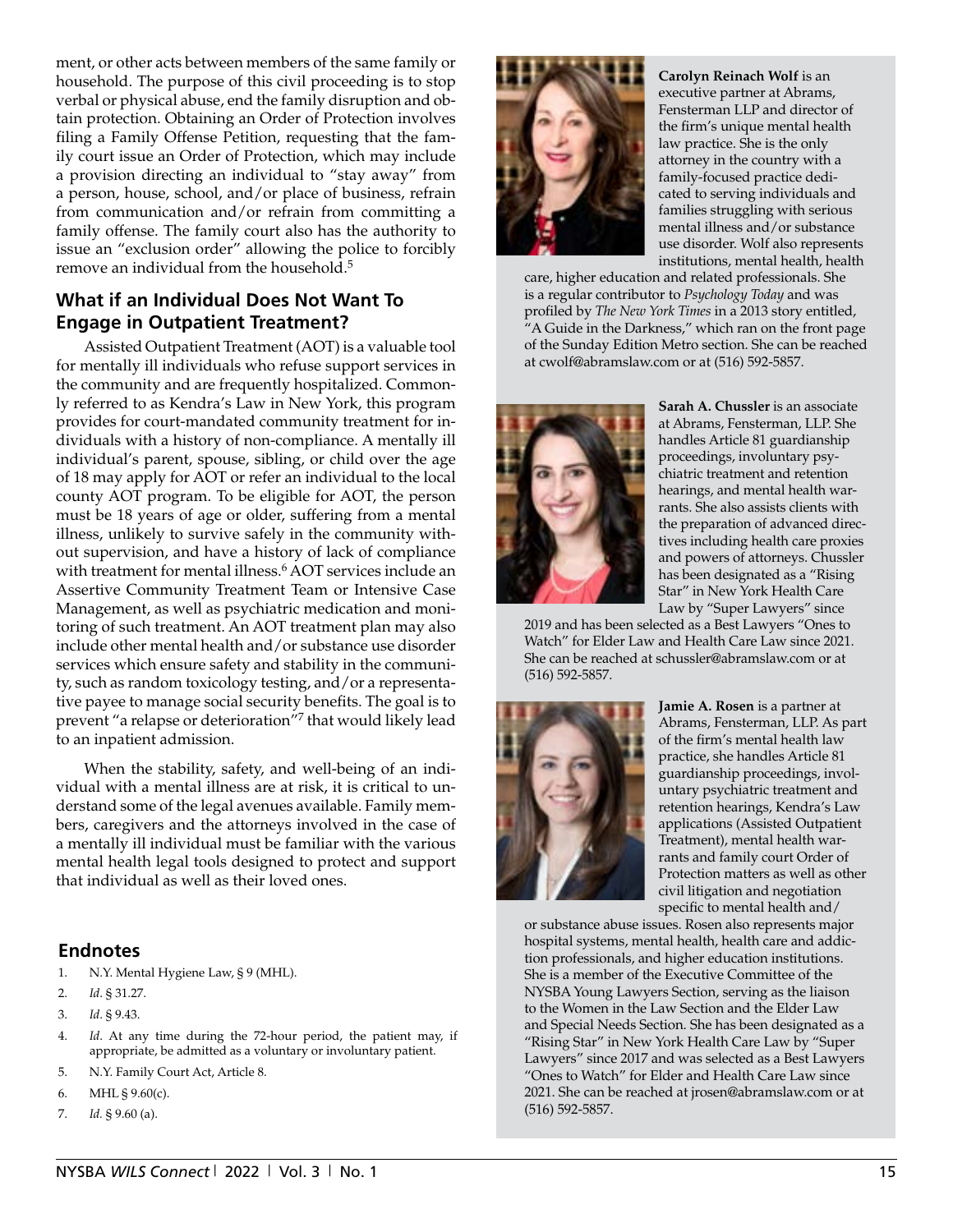ment, or other acts between members of the same family or household. The purpose of this civil proceeding is to stop verbal or physical abuse, end the family disruption and obtain protection. Obtaining an Order of Protection involves filing a Family Offense Petition, requesting that the family court issue an Order of Protection, which may include a provision directing an individual to "stay away" from a person, house, school, and/or place of business, refrain from communication and/or refrain from committing a family offense. The family court also has the authority to issue an "exclusion order" allowing the police to forcibly remove an individual from the household.[5]

## What if an Individual Does Not Want To Engage in Outpatient Treatment?

Assisted Outpatient Treatment (AOT) is a valuable tool for mentally ill individuals who refuse support services in the community and are frequently hospitalized. Commonly referred to as Kendra's Law in New York, this program provides for court-mandated community treatment for individuals with a history of non-compliance. A mentally ill individual's parent, spouse, sibling, or child over the age of 18 may apply for AOT or refer an individual to the local county AOT program. To be eligible for AOT, the person must be 18 years of age or older, suffering from a mental illness, unlikely to survive safely in the community without supervision, and have a history of lack of compliance with treatment for mental illness.[6] AOT services include an Assertive Community Treatment Team or Intensive Case Management, as well as psychiatric medication and monitoring of such treatment. An AOT treatment plan may also include other mental health and/or substance use disorder services which ensure safety and stability in the community, such as random toxicology testing, and/or a representative payee to manage social security benefits. The goal is to prevent "a relapse or deterioration"[7] that would likely lead to an inpatient admission.

When the stability, safety, and well-being of an individual with a mental illness are at risk, it is critical to understand some of the legal avenues available. Family members, caregivers and the attorneys involved in the case of a mentally ill individual must be familiar with the various mental health legal tools designed to protect and support that individual as well as their loved ones.

## Endnotes

1. N.Y. Mental Hygiene Law, § 9 (MHL).
2. *Id*. § 31.27.
3. *Id*. § 9.43.
4. *Id*. At any time during the 72-hour period, the patient may, if appropriate, be admitted as a voluntary or involuntary patient.
5. N.Y. Family Court Act, Article 8.
6. MHL § 9.60(c).
7. *Id.* § 9.60 (a).

**Carolyn Reinach Wolf** is an executive partner at Abrams, Fensterman LLP and director of the firm's unique mental health law practice. She is the only attorney in the country with a family-focused practice dedicated to serving individuals and families struggling with serious mental illness and/or substance use disorder. Wolf also represents institutions, mental health, health care, higher education and related professionals. She is a regular contributor to *Psychology Today* and was profiled by *The New York Times* in a 2013 story entitled, "A Guide in the Darkness," which ran on the front page of the Sunday Edition Metro section. She can be reached at cwolf@abramslaw.com or at (516) 592-5857.

**Sarah A. Chussler** is an associate at Abrams, Fensterman, LLP. She handles Article 81 guardianship proceedings, involuntary psychiatric treatment and retention hearings, and mental health warrants. She also assists clients with the preparation of advanced directives including health care proxies and powers of attorneys. Chussler has been designated as a "Rising Star" in New York Health Care Law by "Super Lawyers" since 2019 and has been selected as a Best Lawyers "Ones to Watch" for Elder Law and Health Care Law since 2021. She can be reached at schussler@abramslaw.com or at (516) 592-5857.

**Jamie A. Rosen** is a partner at Abrams, Fensterman, LLP. As part of the firm's mental health law practice, she handles Article 81 guardianship proceedings, involuntary psychiatric treatment and retention hearings, Kendra's Law applications (Assisted Outpatient Treatment), mental health warrants and family court Order of Protection matters as well as other civil litigation and negotiation specific to mental health and/or substance abuse issues. Rosen also represents major hospital systems, mental health, health care and addiction professionals, and higher education institutions. She is a member of the Executive Committee of the NYSBA Young Lawyers Section, serving as the liaison to the Women in the Law Section and the Elder Law and Special Needs Section. She has been designated as a "Rising Star" in New York Health Care Law by "Super Lawyers" since 2017 and was selected as a Best Lawyers "Ones to Watch" for Elder and Health Care Law since 2021. She can be reached at jrosen@abramslaw.com or at (516) 592-5857.